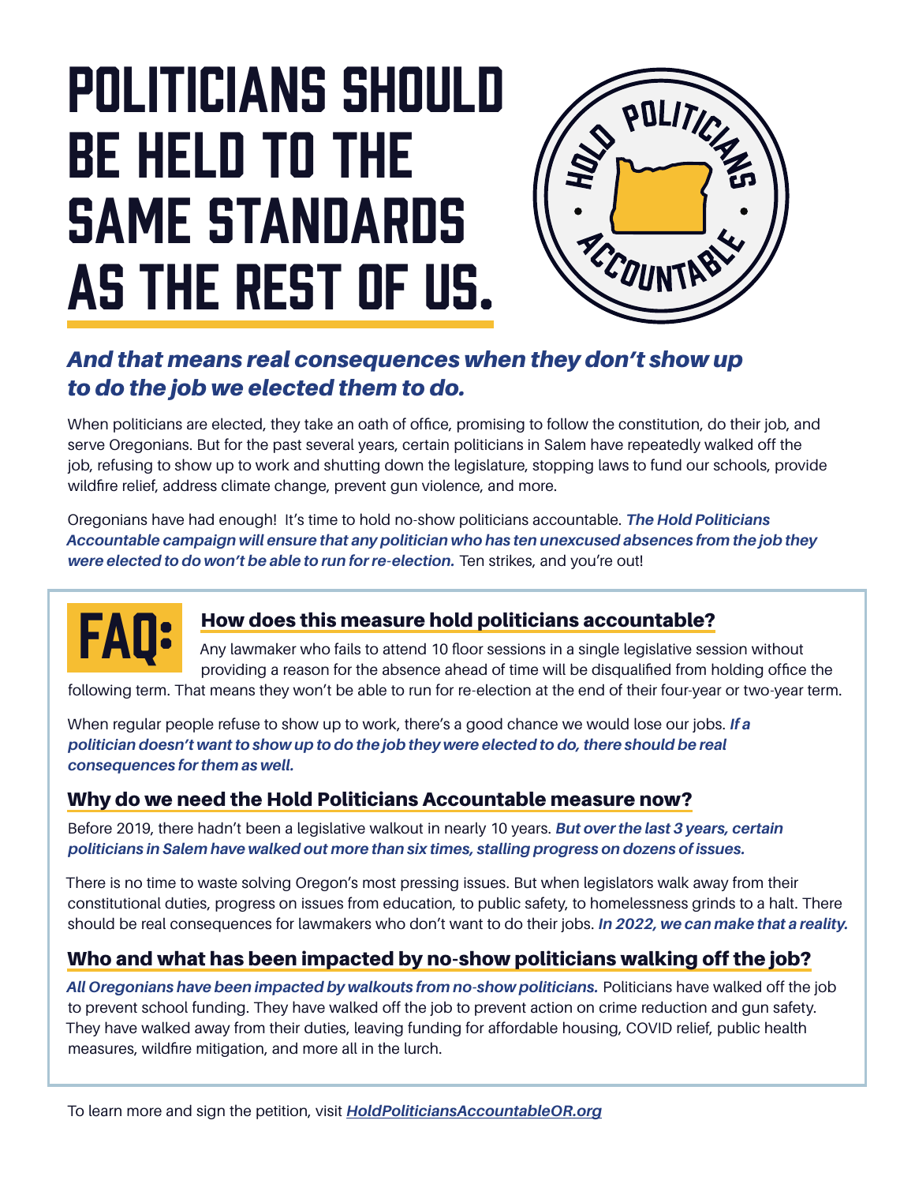# POLITICIANS SHOULD BE HELD TO THE SAME STANDARDS AS THE REST OF US.

HOLD POLITICIANS ACCOUNTABLE

## *And that means real consequences when they don't show up to do the job we elected them to do.*

When politicians are elected, they take an oath of office, promising to follow the constitution, do their job, and serve Oregonians. But for the past several years, certain politicians in Salem have repeatedly walked off the job, refusing to show up to work and shutting down the legislature, stopping laws to fund our schools, provide wildfire relief, address climate change, prevent gun violence, and more.

Oregonians have had enough! It's time to hold no-show politicians accountable. ***The Hold Politicians Accountable campaign will ensure that any politician who has ten unexcused absences from the job they were elected to do won't be able to run for re-election.*** Ten strikes, and you're out!

## FAQ:

### How does this measure hold politicians accountable?

Any lawmaker who fails to attend 10 floor sessions in a single legislative session without providing a reason for the absence ahead of time will be disqualified from holding office the following term. That means they won't be able to run for re-election at the end of their four-year or two-year term.

When regular people refuse to show up to work, there's a good chance we would lose our jobs. ***If a politician doesn't want to show up to do the job they were elected to do, there should be real consequences for them as well.***

### Why do we need the Hold Politicians Accountable measure now?

Before 2019, there hadn't been a legislative walkout in nearly 10 years. ***But over the last 3 years, certain politicians in Salem have walked out more than six times, stalling progress on dozens of issues.***

There is no time to waste solving Oregon's most pressing issues. But when legislators walk away from their constitutional duties, progress on issues from education, to public safety, to homelessness grinds to a halt. There should be real consequences for lawmakers who don't want to do their jobs. ***In 2022, we can make that a reality.***

### Who and what has been impacted by no-show politicians walking off the job?

***All Oregonians have been impacted by walkouts from no-show politicians.*** Politicians have walked off the job to prevent school funding. They have walked off the job to prevent action on crime reduction and gun safety. They have walked away from their duties, leaving funding for affordable housing, COVID relief, public health measures, wildfire mitigation, and more all in the lurch.

To learn more and sign the petition, visit ***HoldPoliticiansAccountableOR.org***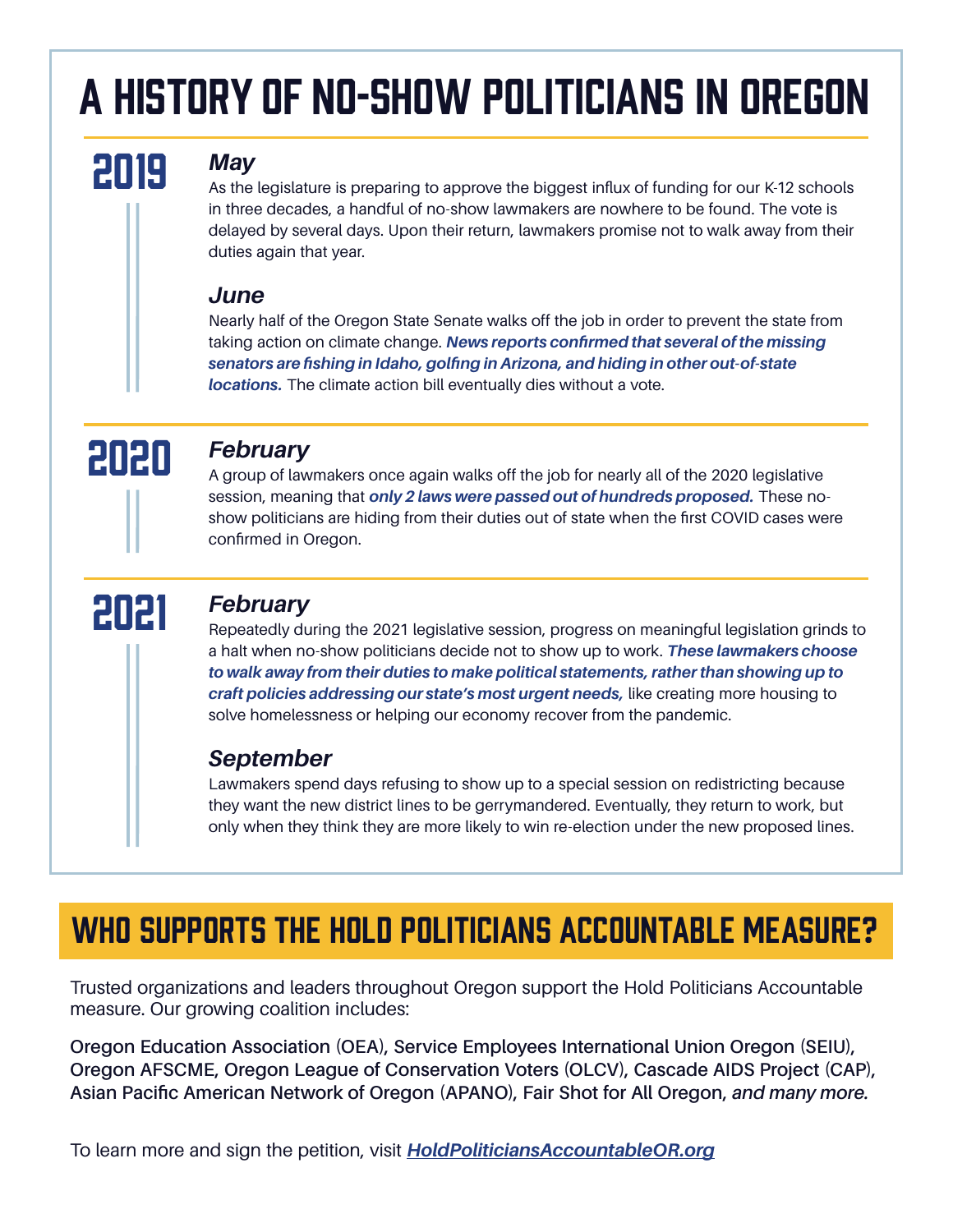# A HISTORY OF NO-SHOW POLITICIANS IN OREGON

## 2019

### *May*

As the legislature is preparing to approve the biggest influx of funding for our K-12 schools in three decades, a handful of no-show lawmakers are nowhere to be found. The vote is delayed by several days. Upon their return, lawmakers promise not to walk away from their duties again that year.

### *June*

Nearly half of the Oregon State Senate walks off the job in order to prevent the state from taking action on climate change. ***News reports confirmed that several of the missing senators are fishing in Idaho, golfing in Arizona, and hiding in other out-of-state locations.*** The climate action bill eventually dies without a vote.

## 2020

### *February*

A group of lawmakers once again walks off the job for nearly all of the 2020 legislative session, meaning that ***only 2 laws were passed out of hundreds proposed.*** These no-show politicians are hiding from their duties out of state when the first COVID cases were confirmed in Oregon.

## 2021

### *February*

Repeatedly during the 2021 legislative session, progress on meaningful legislation grinds to a halt when no-show politicians decide not to show up to work. ***These lawmakers choose to walk away from their duties to make political statements, rather than showing up to craft policies addressing our state's most urgent needs,*** like creating more housing to solve homelessness or helping our economy recover from the pandemic.

### *September*

Lawmakers spend days refusing to show up to a special session on redistricting because they want the new district lines to be gerrymandered. Eventually, they return to work, but only when they think they are more likely to win re-election under the new proposed lines.

# WHO SUPPORTS THE HOLD POLITICIANS ACCOUNTABLE MEASURE?

Trusted organizations and leaders throughout Oregon support the Hold Politicians Accountable measure. Our growing coalition includes:

**Oregon Education Association (OEA), Service Employees International Union Oregon (SEIU), Oregon AFSCME, Oregon League of Conservation Voters (OLCV), Cascade AIDS Project (CAP), Asian Pacific American Network of Oregon (APANO), Fair Shot for All Oregon, *and many more.***

To learn more and sign the petition, visit ***HoldPoliticiansAccountableOR.org***